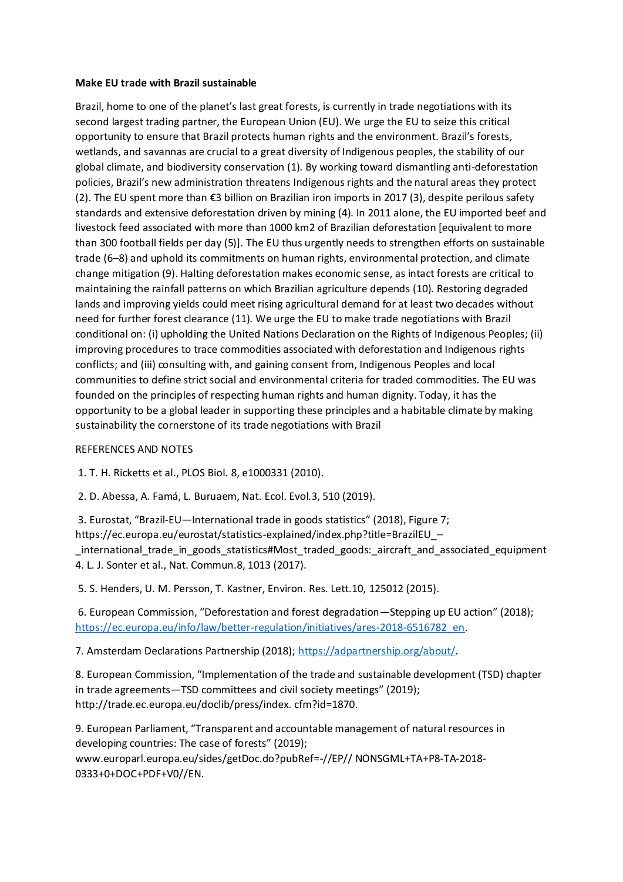**Make EU trade with Brazil sustainable**

Brazil, home to one of the planet's last great forests, is currently in trade negotiations with its second largest trading partner, the European Union (EU). We urge the EU to seize this critical opportunity to ensure that Brazil protects human rights and the environment. Brazil's forests, wetlands, and savannas are crucial to a great diversity of Indigenous peoples, the stability of our global climate, and biodiversity conservation (1). By working toward dismantling anti-deforestation policies, Brazil's new administration threatens Indigenous rights and the natural areas they protect (2). The EU spent more than €3 billion on Brazilian iron imports in 2017 (3), despite perilous safety standards and extensive deforestation driven by mining (4). In 2011 alone, the EU imported beef and livestock feed associated with more than 1000 km2 of Brazilian deforestation [equivalent to more than 300 football fields per day (5)]. The EU thus urgently needs to strengthen efforts on sustainable trade (6–8) and uphold its commitments on human rights, environmental protection, and climate change mitigation (9). Halting deforestation makes economic sense, as intact forests are critical to maintaining the rainfall patterns on which Brazilian agriculture depends (10). Restoring degraded lands and improving yields could meet rising agricultural demand for at least two decades without need for further forest clearance (11). We urge the EU to make trade negotiations with Brazil conditional on: (i) upholding the United Nations Declaration on the Rights of Indigenous Peoples; (ii) improving procedures to trace commodities associated with deforestation and Indigenous rights conflicts; and (iii) consulting with, and gaining consent from, Indigenous Peoples and local communities to define strict social and environmental criteria for traded commodities. The EU was founded on the principles of respecting human rights and human dignity. Today, it has the opportunity to be a global leader in supporting these principles and a habitable climate by making sustainability the cornerstone of its trade negotiations with Brazil

REFERENCES AND NOTES

1. T. H. Ricketts et al., PLOS Biol. 8, e1000331 (2010).
2. D. Abessa, A. Famá, L. Buruaem, Nat. Ecol. Evol.3, 510 (2019).
3. Eurostat, "Brazil-EU—International trade in goods statistics" (2018), Figure 7; https://ec.europa.eu/eurostat/statistics-explained/index.php?title=BrazilEU_–_international_trade_in_goods_statistics#Most_traded_goods:_aircraft_and_associated_equipment
4. L. J. Sonter et al., Nat. Commun.8, 1013 (2017).
5. S. Henders, U. M. Persson, T. Kastner, Environ. Res. Lett.10, 125012 (2015).
6. European Commission, "Deforestation and forest degradation—Stepping up EU action" (2018); https://ec.europa.eu/info/law/better-regulation/initiatives/ares-2018-6516782_en.
7. Amsterdam Declarations Partnership (2018); https://adpartnership.org/about/.
8. European Commission, "Implementation of the trade and sustainable development (TSD) chapter in trade agreements—TSD committees and civil society meetings" (2019); http://trade.ec.europa.eu/doclib/press/index. cfm?id=1870.
9. European Parliament, "Transparent and accountable management of natural resources in developing countries: The case of forests" (2019); www.europarl.europa.eu/sides/getDoc.do?pubRef=-//EP// NONSGML+TA+P8-TA-2018-0333+0+DOC+PDF+V0//EN.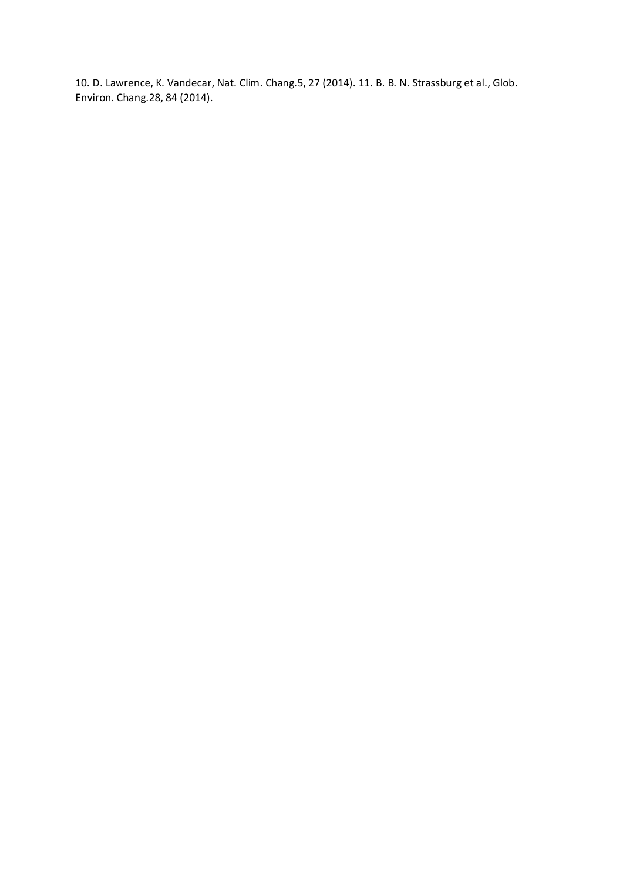10. D. Lawrence, K. Vandecar, Nat. Clim. Chang.5, 27 (2014). 11. B. B. N. Strassburg et al., Glob. Environ. Chang.28, 84 (2014).